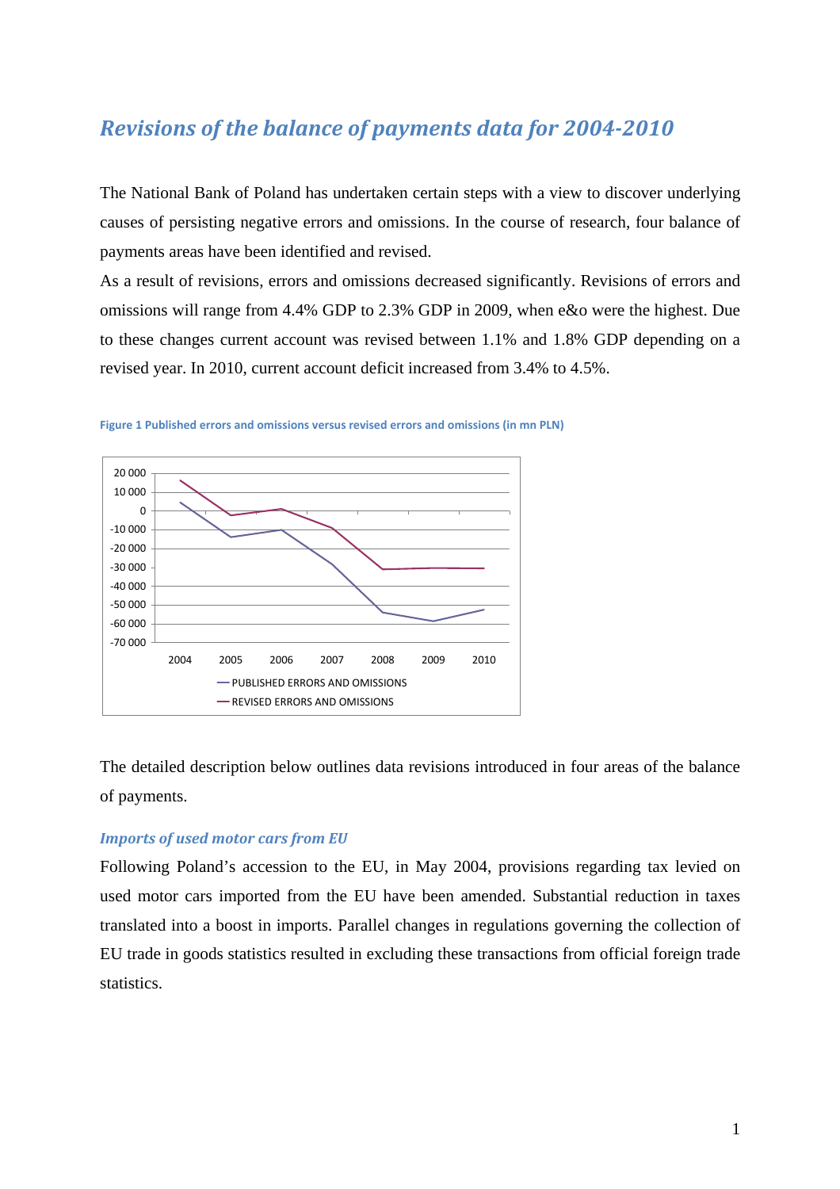# *Revisions of the balance of payments data for 2004-2010*

The National Bank of Poland has undertaken certain steps with a view to discover underlying causes of persisting negative errors and omissions. In the course of research, four balance of payments areas have been identified and revised.

As a result of revisions, errors and omissions decreased significantly. Revisions of errors and omissions will range from 4.4% GDP to 2.3% GDP in 2009, when e&o were the highest. Due to these changes current account was revised between 1.1% and 1.8% GDP depending on a revised year. In 2010, current account deficit increased from 3.4% to 4.5%.

**Figure 1 Published errors and omissions versus revised errors and omissions (in mn PLN)**

The detailed description below outlines data revisions introduced in four areas of the balance of payments.

### *Imports of used motor cars from EU*

Following Poland's accession to the EU, in May 2004, provisions regarding tax levied on used motor cars imported from the EU have been amended. Substantial reduction in taxes translated into a boost in imports. Parallel changes in regulations governing the collection of EU trade in goods statistics resulted in excluding these transactions from official foreign trade statistics.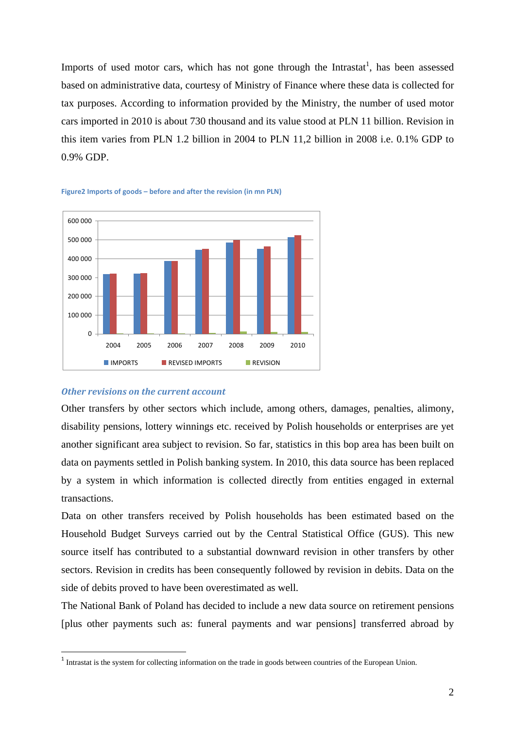Imports of used motor cars, which has not gone through the Intrastat[1], has been assessed based on administrative data, courtesy of Ministry of Finance where these data is collected for tax purposes. According to information provided by the Ministry, the number of used motor cars imported in 2010 is about 730 thousand and its value stood at PLN 11 billion. Revision in this item varies from PLN 1.2 billion in 2004 to PLN 11,2 billion in 2008 i.e. 0.1% GDP to 0.9% GDP.

**Figure2 Imports of goods – before and after the revision (in mn PLN)**

### *Other revisions on the current account*

Other transfers by other sectors which include, among others, damages, penalties, alimony, disability pensions, lottery winnings etc. received by Polish households or enterprises are yet another significant area subject to revision. So far, statistics in this bop area has been built on data on payments settled in Polish banking system. In 2010, this data source has been replaced by a system in which information is collected directly from entities engaged in external transactions.

Data on other transfers received by Polish households has been estimated based on the Household Budget Surveys carried out by the Central Statistical Office (GUS). This new source itself has contributed to a substantial downward revision in other transfers by other sectors. Revision in credits has been consequently followed by revision in debits. Data on the side of debits proved to have been overestimated as well.

The National Bank of Poland has decided to include a new data source on retirement pensions [plus other payments such as: funeral payments and war pensions] transferred abroad by

[1] Intrastat is the system for collecting information on the trade in goods between countries of the European Union.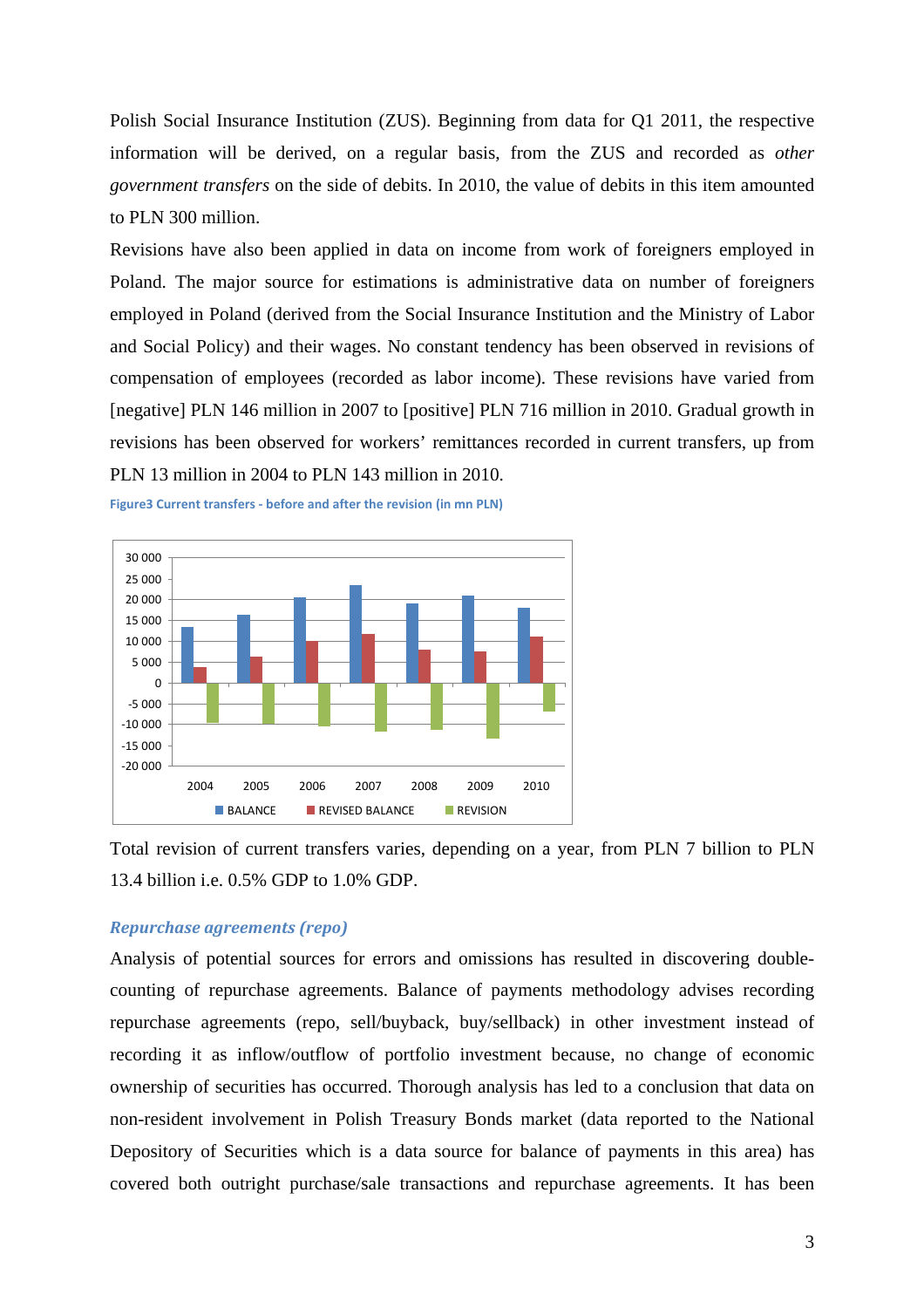Polish Social Insurance Institution (ZUS). Beginning from data for Q1 2011, the respective information will be derived, on a regular basis, from the ZUS and recorded as *other government transfers* on the side of debits. In 2010, the value of debits in this item amounted to PLN 300 million.

Revisions have also been applied in data on income from work of foreigners employed in Poland. The major source for estimations is administrative data on number of foreigners employed in Poland (derived from the Social Insurance Institution and the Ministry of Labor and Social Policy) and their wages. No constant tendency has been observed in revisions of compensation of employees (recorded as labor income). These revisions have varied from [negative] PLN 146 million in 2007 to [positive] PLN 716 million in 2010. Gradual growth in revisions has been observed for workers' remittances recorded in current transfers, up from PLN 13 million in 2004 to PLN 143 million in 2010.

**Figure3 Current transfers - before and after the revision (in mn PLN)**

Total revision of current transfers varies, depending on a year, from PLN 7 billion to PLN 13.4 billion i.e. 0.5% GDP to 1.0% GDP.

### *Repurchase agreements (repo)*

Analysis of potential sources for errors and omissions has resulted in discovering double-counting of repurchase agreements. Balance of payments methodology advises recording repurchase agreements (repo, sell/buyback, buy/sellback) in other investment instead of recording it as inflow/outflow of portfolio investment because, no change of economic ownership of securities has occurred. Thorough analysis has led to a conclusion that data on non-resident involvement in Polish Treasury Bonds market (data reported to the National Depository of Securities which is a data source for balance of payments in this area) has covered both outright purchase/sale transactions and repurchase agreements. It has been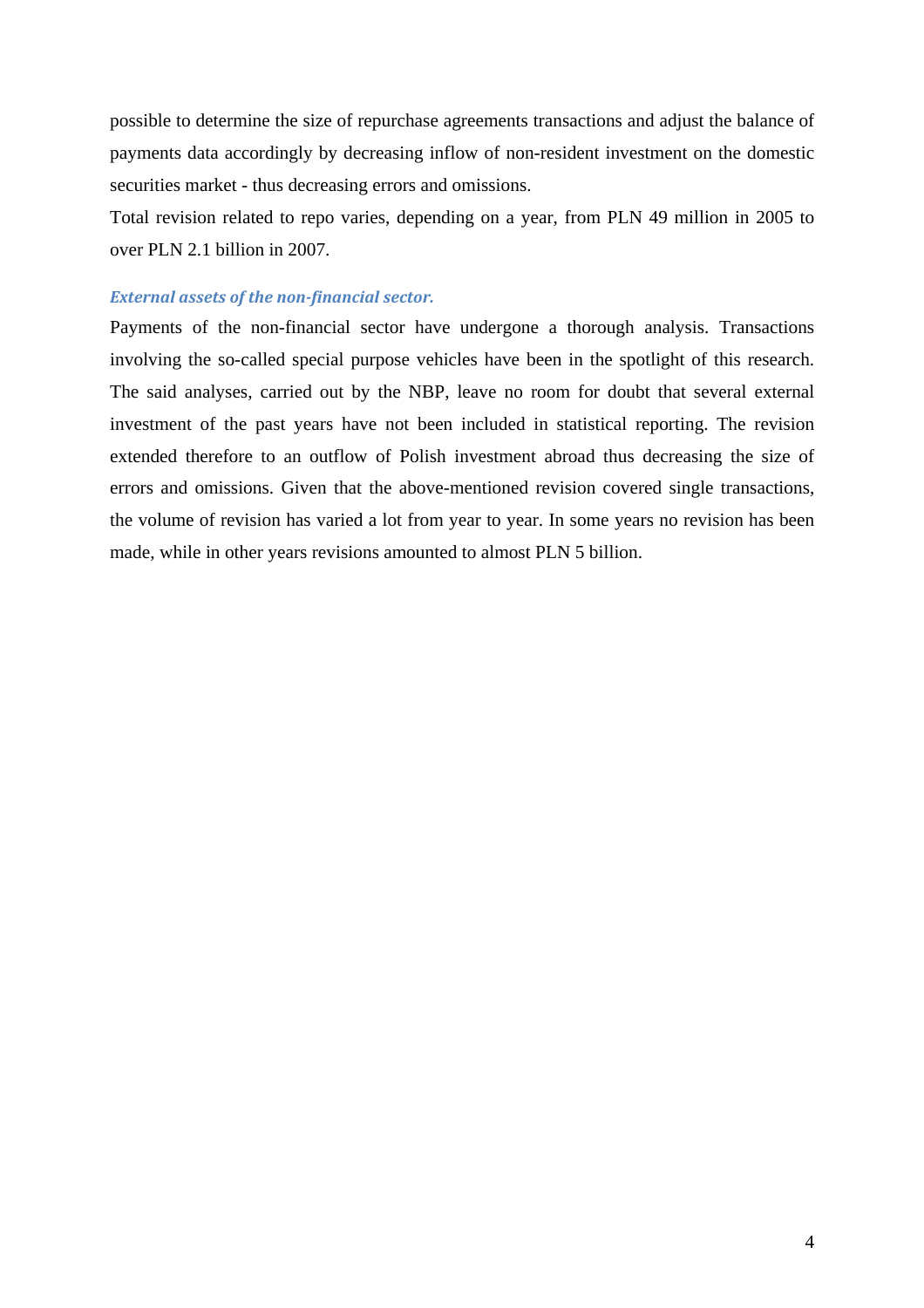possible to determine the size of repurchase agreements transactions and adjust the balance of payments data accordingly by decreasing inflow of non-resident investment on the domestic securities market - thus decreasing errors and omissions.

Total revision related to repo varies, depending on a year, from PLN 49 million in 2005 to over PLN 2.1 billion in 2007.

***External assets of the non-financial sector.***

Payments of the non-financial sector have undergone a thorough analysis. Transactions involving the so-called special purpose vehicles have been in the spotlight of this research. The said analyses, carried out by the NBP, leave no room for doubt that several external investment of the past years have not been included in statistical reporting. The revision extended therefore to an outflow of Polish investment abroad thus decreasing the size of errors and omissions. Given that the above-mentioned revision covered single transactions, the volume of revision has varied a lot from year to year. In some years no revision has been made, while in other years revisions amounted to almost PLN 5 billion.